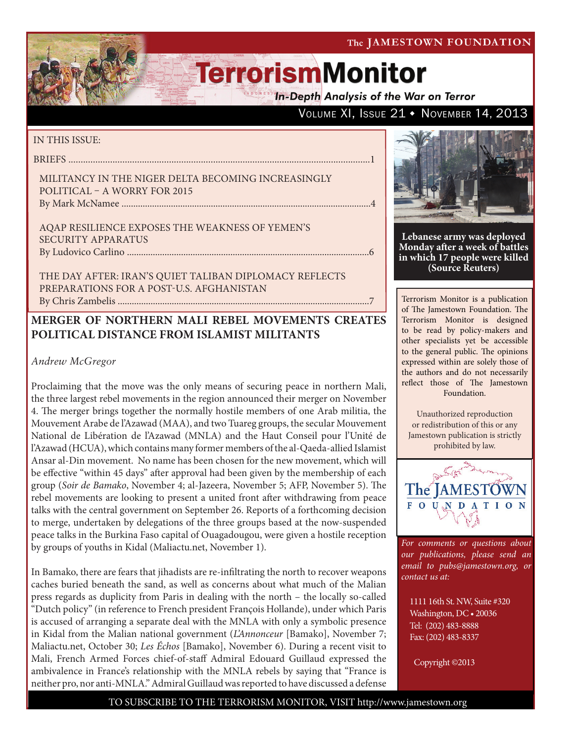# TerrorismMonitor

*In-Depth Analysis of the War on Terror*

Volume XI, Issue 21 • November 14, 2013

IN THIS ISSUE:

BRIEFS ............................................................................................................................1

MILITANCY IN THE NIGER DELTA BECOMING INCREASINGLY POLITICAL – A WORRY FOR 2015
By Mark McNamee ..........................................................................................................4

AQAP RESILIENCE EXPOSES THE WEAKNESS OF YEMEN'S SECURITY APPARATUS
By Ludovico Carlino .......................................................................................................6

THE DAY AFTER: IRAN'S QUIET TALIBAN DIPLOMACY REFLECTS PREPARATIONS FOR A POST-U.S. AFGHANISTAN
By Chris Zambelis ...........................................................................................................7

**Lebanese army was deployed Monday after a week of battles in which 17 people were killed (Source Reuters)**

Terrorism Monitor is a publication of The Jamestown Foundation. The Terrorism Monitor is designed to be read by policy-makers and other specialists yet be accessible to the general public. The opinions expressed within are solely those of the authors and do not necessarily reflect those of The Jamestown Foundation.

Unauthorized reproduction or redistribution of this or any Jamestown publication is strictly prohibited by law.

*For comments or questions about our publications, please send an email to pubs@jamestown.org, or contact us at:*

1111 16th St. NW, Suite #320
Washington, DC • 20036
Tel: (202) 483-8888
Fax: (202) 483-8337

Copyright ©2013

## MERGER OF NORTHERN MALI REBEL MOVEMENTS CREATES POLITICAL DISTANCE FROM ISLAMIST MILITANTS

*Andrew McGregor*

Proclaiming that the move was the only means of securing peace in northern Mali, the three largest rebel movements in the region announced their merger on November 4. The merger brings together the normally hostile members of one Arab militia, the Mouvement Arabe de l'Azawad (MAA), and two Tuareg groups, the secular Mouvement National de Libération de l'Azawad (MNLA) and the Haut Conseil pour l'Unité de l'Azawad (HCUA), which contains many former members of the al-Qaeda-allied Islamist Ansar al-Din movement. No name has been chosen for the new movement, which will be effective "within 45 days" after approval had been given by the membership of each group (*Soir de Bamako*, November 4; al-Jazeera, November 5; AFP, November 5). The rebel movements are looking to present a united front after withdrawing from peace talks with the central government on September 26. Reports of a forthcoming decision to merge, undertaken by delegations of the three groups based at the now-suspended peace talks in the Burkina Faso capital of Ouagadougou, were given a hostile reception by groups of youths in Kidal (Maliactu.net, November 1).

In Bamako, there are fears that jihadists are re-infiltrating the north to recover weapons caches buried beneath the sand, as well as concerns about what much of the Malian press regards as duplicity from Paris in dealing with the north – the locally so-called "Dutch policy" (in reference to French president François Hollande), under which Paris is accused of arranging a separate deal with the MNLA with only a symbolic presence in Kidal from the Malian national government (*L'Annonceur* [Bamako], November 7; Maliactu.net, October 30; *Les Échos* [Bamako], November 6). During a recent visit to Mali, French Armed Forces chief-of-staff Admiral Edouard Guillaud expressed the ambivalence in France's relationship with the MNLA rebels by saying that "France is neither pro, nor anti-MNLA." Admiral Guillaud was reported to have discussed a defense

TO SUBSCRIBE TO THE TERRORISM MONITOR, VISIT http://www.jamestown.org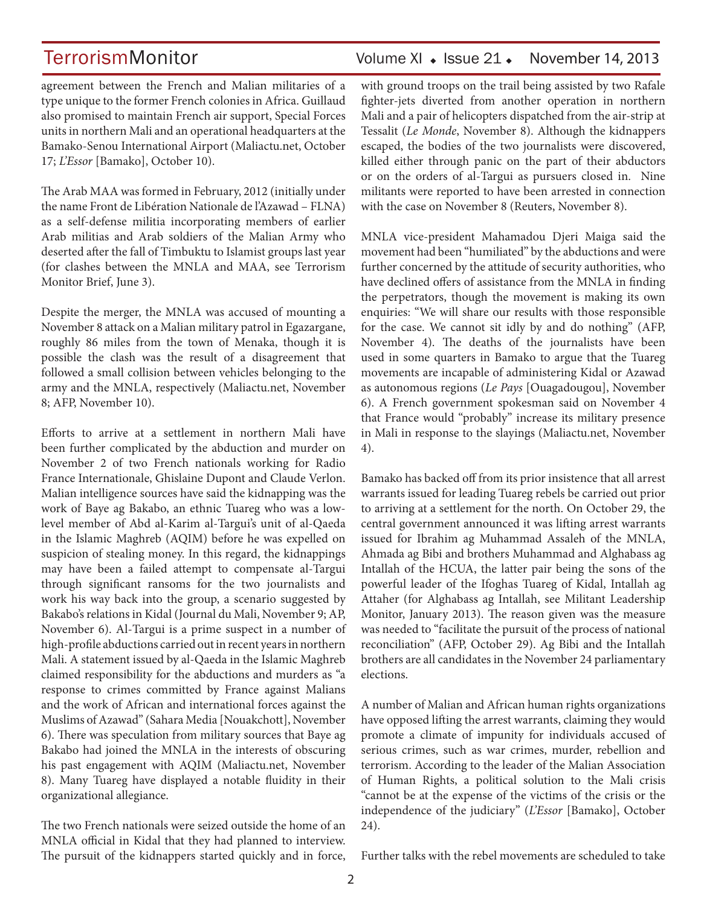agreement between the French and Malian militaries of a type unique to the former French colonies in Africa. Guillaud also promised to maintain French air support, Special Forces units in northern Mali and an operational headquarters at the Bamako-Senou International Airport (Maliactu.net, October 17; *L'Essor* [Bamako], October 10).

The Arab MAA was formed in February, 2012 (initially under the name Front de Libération Nationale de l'Azawad – FLNA) as a self-defense militia incorporating members of earlier Arab militias and Arab soldiers of the Malian Army who deserted after the fall of Timbuktu to Islamist groups last year (for clashes between the MNLA and MAA, see Terrorism Monitor Brief, June 3).

Despite the merger, the MNLA was accused of mounting a November 8 attack on a Malian military patrol in Egazargane, roughly 86 miles from the town of Menaka, though it is possible the clash was the result of a disagreement that followed a small collision between vehicles belonging to the army and the MNLA, respectively (Maliactu.net, November 8; AFP, November 10).

Efforts to arrive at a settlement in northern Mali have been further complicated by the abduction and murder on November 2 of two French nationals working for Radio France Internationale, Ghislaine Dupont and Claude Verlon. Malian intelligence sources have said the kidnapping was the work of Baye ag Bakabo, an ethnic Tuareg who was a low-level member of Abd al-Karim al-Targui's unit of al-Qaeda in the Islamic Maghreb (AQIM) before he was expelled on suspicion of stealing money. In this regard, the kidnappings may have been a failed attempt to compensate al-Targui through significant ransoms for the two journalists and work his way back into the group, a scenario suggested by Bakabo's relations in Kidal (Journal du Mali, November 9; AP, November 6). Al-Targui is a prime suspect in a number of high-profile abductions carried out in recent years in northern Mali. A statement issued by al-Qaeda in the Islamic Maghreb claimed responsibility for the abductions and murders as "a response to crimes committed by France against Malians and the work of African and international forces against the Muslims of Azawad" (Sahara Media [Nouakchott], November 6). There was speculation from military sources that Baye ag Bakabo had joined the MNLA in the interests of obscuring his past engagement with AQIM (Maliactu.net, November 8). Many Tuareg have displayed a notable fluidity in their organizational allegiance.

The two French nationals were seized outside the home of an MNLA official in Kidal that they had planned to interview. The pursuit of the kidnappers started quickly and in force, with ground troops on the trail being assisted by two Rafale fighter-jets diverted from another operation in northern Mali and a pair of helicopters dispatched from the air-strip at Tessalit (*Le Monde*, November 8). Although the kidnappers escaped, the bodies of the two journalists were discovered, killed either through panic on the part of their abductors or on the orders of al-Targui as pursuers closed in. Nine militants were reported to have been arrested in connection with the case on November 8 (Reuters, November 8).

MNLA vice-president Mahamadou Djeri Maiga said the movement had been "humiliated" by the abductions and were further concerned by the attitude of security authorities, who have declined offers of assistance from the MNLA in finding the perpetrators, though the movement is making its own enquiries: "We will share our results with those responsible for the case. We cannot sit idly by and do nothing" (AFP, November 4). The deaths of the journalists have been used in some quarters in Bamako to argue that the Tuareg movements are incapable of administering Kidal or Azawad as autonomous regions (*Le Pays* [Ouagadougou], November 6). A French government spokesman said on November 4 that France would "probably" increase its military presence in Mali in response to the slayings (Maliactu.net, November 4).

Bamako has backed off from its prior insistence that all arrest warrants issued for leading Tuareg rebels be carried out prior to arriving at a settlement for the north. On October 29, the central government announced it was lifting arrest warrants issued for Ibrahim ag Muhammad Assaleh of the MNLA, Ahmada ag Bibi and brothers Muhammad and Alghabass ag Intallah of the HCUA, the latter pair being the sons of the powerful leader of the Ifoghas Tuareg of Kidal, Intallah ag Attaher (for Alghabass ag Intallah, see Militant Leadership Monitor, January 2013). The reason given was the measure was needed to "facilitate the pursuit of the process of national reconciliation" (AFP, October 29). Ag Bibi and the Intallah brothers are all candidates in the November 24 parliamentary elections.

A number of Malian and African human rights organizations have opposed lifting the arrest warrants, claiming they would promote a climate of impunity for individuals accused of serious crimes, such as war crimes, murder, rebellion and terrorism. According to the leader of the Malian Association of Human Rights, a political solution to the Mali crisis "cannot be at the expense of the victims of the crisis or the independence of the judiciary" (*L'Essor* [Bamako], October 24).

Further talks with the rebel movements are scheduled to take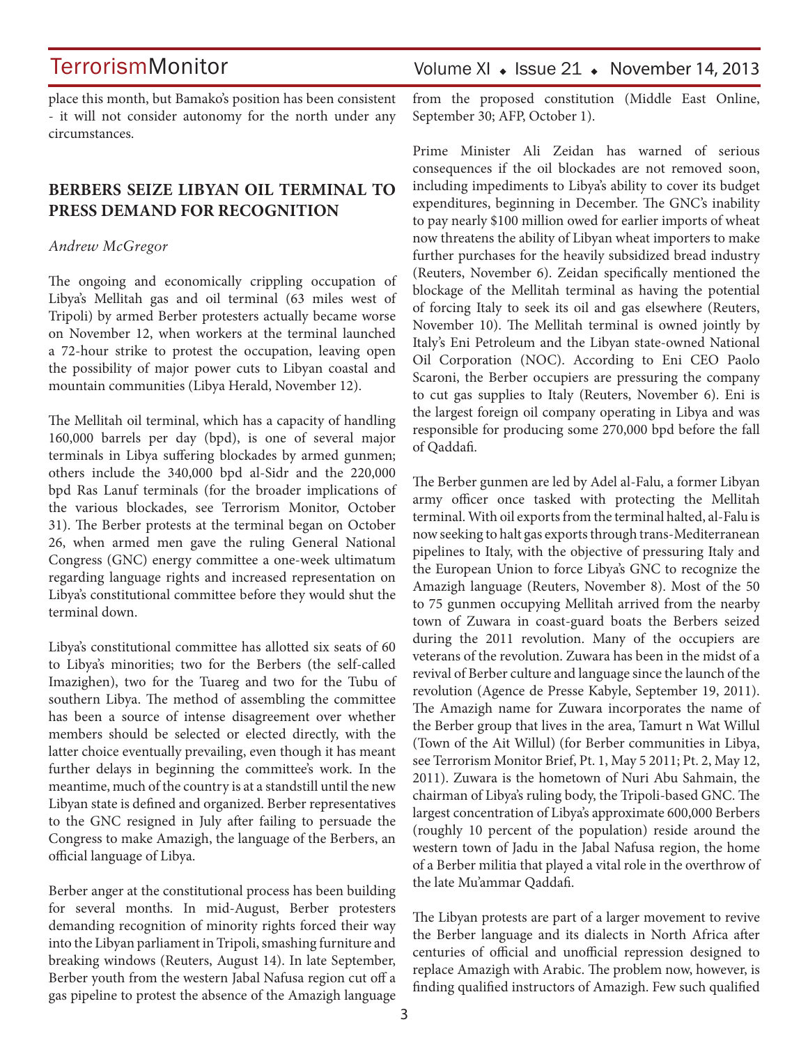place this month, but Bamako's position has been consistent - it will not consider autonomy for the north under any circumstances.

## BERBERS SEIZE LIBYAN OIL TERMINAL TO PRESS DEMAND FOR RECOGNITION

*Andrew McGregor*

The ongoing and economically crippling occupation of Libya's Mellitah gas and oil terminal (63 miles west of Tripoli) by armed Berber protesters actually became worse on November 12, when workers at the terminal launched a 72-hour strike to protest the occupation, leaving open the possibility of major power cuts to Libyan coastal and mountain communities (Libya Herald, November 12).

The Mellitah oil terminal, which has a capacity of handling 160,000 barrels per day (bpd), is one of several major terminals in Libya suffering blockades by armed gunmen; others include the 340,000 bpd al-Sidr and the 220,000 bpd Ras Lanuf terminals (for the broader implications of the various blockades, see Terrorism Monitor, October 31). The Berber protests at the terminal began on October 26, when armed men gave the ruling General National Congress (GNC) energy committee a one-week ultimatum regarding language rights and increased representation on Libya's constitutional committee before they would shut the terminal down.

Libya's constitutional committee has allotted six seats of 60 to Libya's minorities; two for the Berbers (the self-called Imazighen), two for the Tuareg and two for the Tubu of southern Libya. The method of assembling the committee has been a source of intense disagreement over whether members should be selected or elected directly, with the latter choice eventually prevailing, even though it has meant further delays in beginning the committee's work. In the meantime, much of the country is at a standstill until the new Libyan state is defined and organized. Berber representatives to the GNC resigned in July after failing to persuade the Congress to make Amazigh, the language of the Berbers, an official language of Libya.

Berber anger at the constitutional process has been building for several months. In mid-August, Berber protesters demanding recognition of minority rights forced their way into the Libyan parliament in Tripoli, smashing furniture and breaking windows (Reuters, August 14). In late September, Berber youth from the western Jabal Nafusa region cut off a gas pipeline to protest the absence of the Amazigh language from the proposed constitution (Middle East Online, September 30; AFP, October 1).

Prime Minister Ali Zeidan has warned of serious consequences if the oil blockades are not removed soon, including impediments to Libya's ability to cover its budget expenditures, beginning in December. The GNC's inability to pay nearly $100 million owed for earlier imports of wheat now threatens the ability of Libyan wheat importers to make further purchases for the heavily subsidized bread industry (Reuters, November 6). Zeidan specifically mentioned the blockage of the Mellitah terminal as having the potential of forcing Italy to seek its oil and gas elsewhere (Reuters, November 10). The Mellitah terminal is owned jointly by Italy's Eni Petroleum and the Libyan state-owned National Oil Corporation (NOC). According to Eni CEO Paolo Scaroni, the Berber occupiers are pressuring the company to cut gas supplies to Italy (Reuters, November 6). Eni is the largest foreign oil company operating in Libya and was responsible for producing some 270,000 bpd before the fall of Qaddafi.

The Berber gunmen are led by Adel al-Falu, a former Libyan army officer once tasked with protecting the Mellitah terminal. With oil exports from the terminal halted, al-Falu is now seeking to halt gas exports through trans-Mediterranean pipelines to Italy, with the objective of pressuring Italy and the European Union to force Libya's GNC to recognize the Amazigh language (Reuters, November 8). Most of the 50 to 75 gunmen occupying Mellitah arrived from the nearby town of Zuwara in coast-guard boats the Berbers seized during the 2011 revolution. Many of the occupiers are veterans of the revolution. Zuwara has been in the midst of a revival of Berber culture and language since the launch of the revolution (Agence de Presse Kabyle, September 19, 2011). The Amazigh name for Zuwara incorporates the name of the Berber group that lives in the area, Tamurt n Wat Willul (Town of the Ait Willul) (for Berber communities in Libya, see Terrorism Monitor Brief, Pt. 1, May 5 2011; Pt. 2, May 12, 2011). Zuwara is the hometown of Nuri Abu Sahmain, the chairman of Libya's ruling body, the Tripoli-based GNC. The largest concentration of Libya's approximate 600,000 Berbers (roughly 10 percent of the population) reside around the western town of Jadu in the Jabal Nafusa region, the home of a Berber militia that played a vital role in the overthrow of the late Mu'ammar Qaddafi.

The Libyan protests are part of a larger movement to revive the Berber language and its dialects in North Africa after centuries of official and unofficial repression designed to replace Amazigh with Arabic. The problem now, however, is finding qualified instructors of Amazigh. Few such qualified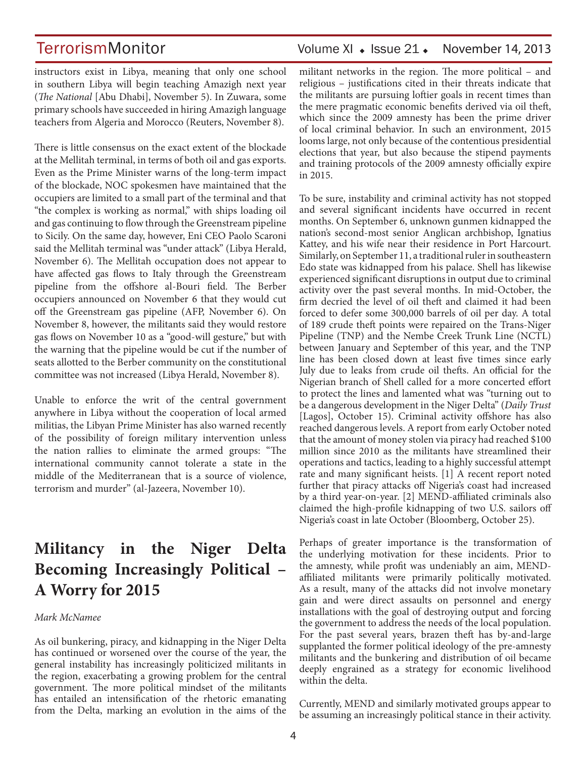instructors exist in Libya, meaning that only one school in southern Libya will begin teaching Amazigh next year (*The National* [Abu Dhabi], November 5). In Zuwara, some primary schools have succeeded in hiring Amazigh language teachers from Algeria and Morocco (Reuters, November 8).

There is little consensus on the exact extent of the blockade at the Mellitah terminal, in terms of both oil and gas exports. Even as the Prime Minister warns of the long-term impact of the blockade, NOC spokesmen have maintained that the occupiers are limited to a small part of the terminal and that "the complex is working as normal," with ships loading oil and gas continuing to flow through the Greenstream pipeline to Sicily. On the same day, however, Eni CEO Paolo Scaroni said the Mellitah terminal was "under attack" (Libya Herald, November 6). The Mellitah occupation does not appear to have affected gas flows to Italy through the Greenstream pipeline from the offshore al-Bouri field. The Berber occupiers announced on November 6 that they would cut off the Greenstream gas pipeline (AFP, November 6). On November 8, however, the militants said they would restore gas flows on November 10 as a "good-will gesture," but with the warning that the pipeline would be cut if the number of seats allotted to the Berber community on the constitutional committee was not increased (Libya Herald, November 8).

Unable to enforce the writ of the central government anywhere in Libya without the cooperation of local armed militias, the Libyan Prime Minister has also warned recently of the possibility of foreign military intervention unless the nation rallies to eliminate the armed groups: "The international community cannot tolerate a state in the middle of the Mediterranean that is a source of violence, terrorism and murder" (al-Jazeera, November 10).

## Militancy in the Niger Delta Becoming Increasingly Political – A Worry for 2015

*Mark McNamee*

As oil bunkering, piracy, and kidnapping in the Niger Delta has continued or worsened over the course of the year, the general instability has increasingly politicized militants in the region, exacerbating a growing problem for the central government. The more political mindset of the militants has entailed an intensification of the rhetoric emanating from the Delta, marking an evolution in the aims of the militant networks in the region. The more political – and religious – justifications cited in their threats indicate that the militants are pursuing loftier goals in recent times than the mere pragmatic economic benefits derived via oil theft, which since the 2009 amnesty has been the prime driver of local criminal behavior. In such an environment, 2015 looms large, not only because of the contentious presidential elections that year, but also because the stipend payments and training protocols of the 2009 amnesty officially expire in 2015.

To be sure, instability and criminal activity has not stopped and several significant incidents have occurred in recent months. On September 6, unknown gunmen kidnapped the nation's second-most senior Anglican archbishop, Ignatius Kattey, and his wife near their residence in Port Harcourt. Similarly, on September 11, a traditional ruler in southeastern Edo state was kidnapped from his palace. Shell has likewise experienced significant disruptions in output due to criminal activity over the past several months. In mid-October, the firm decried the level of oil theft and claimed it had been forced to defer some 300,000 barrels of oil per day. A total of 189 crude theft points were repaired on the Trans-Niger Pipeline (TNP) and the Nembe Creek Trunk Line (NCTL) between January and September of this year, and the TNP line has been closed down at least five times since early July due to leaks from crude oil thefts. An official for the Nigerian branch of Shell called for a more concerted effort to protect the lines and lamented what was "turning out to be a dangerous development in the Niger Delta" (*Daily Trust* [Lagos], October 15). Criminal activity offshore has also reached dangerous levels. A report from early October noted that the amount of money stolen via piracy had reached $100 million since 2010 as the militants have streamlined their operations and tactics, leading to a highly successful attempt rate and many significant heists. [1] A recent report noted further that piracy attacks off Nigeria's coast had increased by a third year-on-year. [2] MEND-affiliated criminals also claimed the high-profile kidnapping of two U.S. sailors off Nigeria's coast in late October (Bloomberg, October 25).

Perhaps of greater importance is the transformation of the underlying motivation for these incidents. Prior to the amnesty, while profit was undeniably an aim, MEND-affiliated militants were primarily politically motivated. As a result, many of the attacks did not involve monetary gain and were direct assaults on personnel and energy installations with the goal of destroying output and forcing the government to address the needs of the local population. For the past several years, brazen theft has by-and-large supplanted the former political ideology of the pre-amnesty militants and the bunkering and distribution of oil became deeply engrained as a strategy for economic livelihood within the delta.

Currently, MEND and similarly motivated groups appear to be assuming an increasingly political stance in their activity.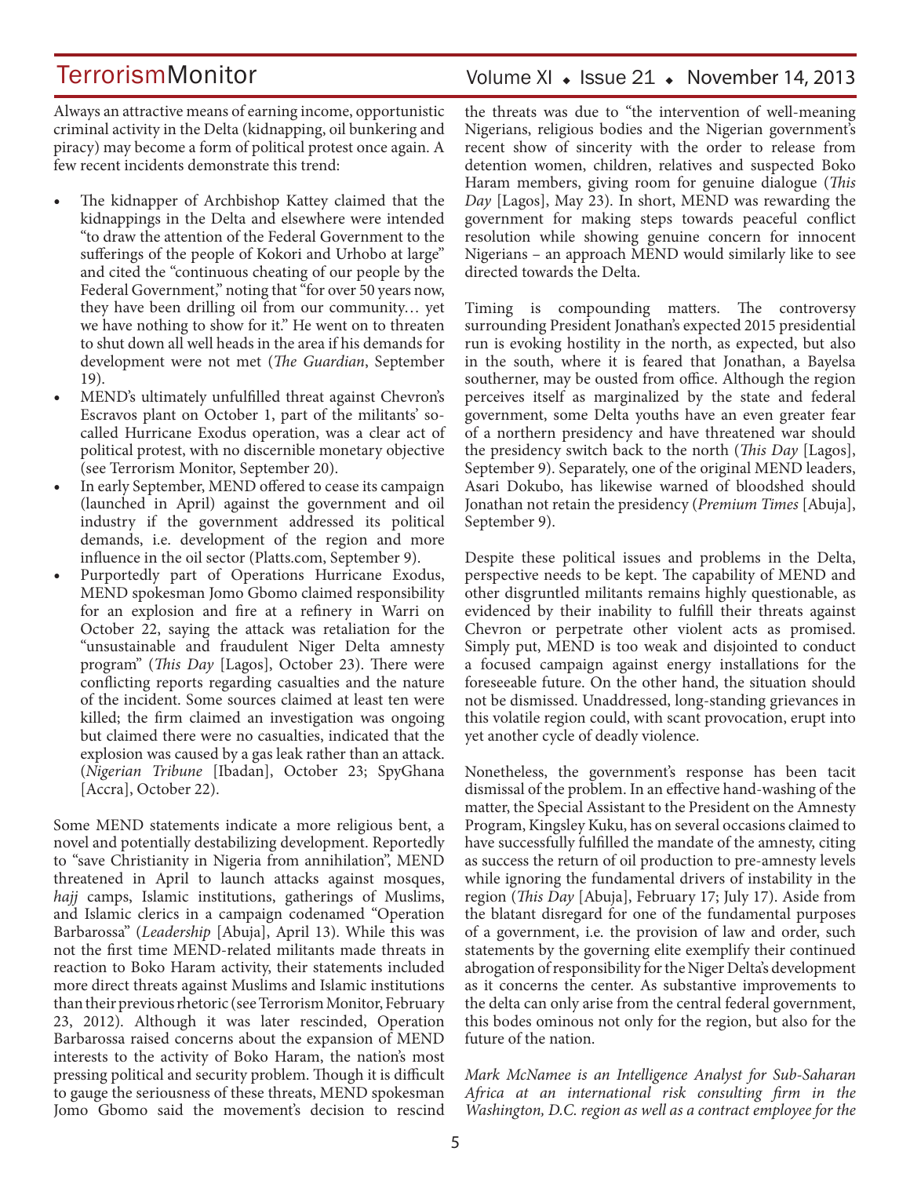Always an attractive means of earning income, opportunistic criminal activity in the Delta (kidnapping, oil bunkering and piracy) may become a form of political protest once again. A few recent incidents demonstrate this trend:

- The kidnapper of Archbishop Kattey claimed that the kidnappings in the Delta and elsewhere were intended "to draw the attention of the Federal Government to the sufferings of the people of Kokori and Urhobo at large" and cited the "continuous cheating of our people by the Federal Government," noting that "for over 50 years now, they have been drilling oil from our community… yet we have nothing to show for it." He went on to threaten to shut down all well heads in the area if his demands for development were not met (*The Guardian*, September 19).
- MEND's ultimately unfulfilled threat against Chevron's Escravos plant on October 1, part of the militants' so-called Hurricane Exodus operation, was a clear act of political protest, with no discernible monetary objective (see Terrorism Monitor, September 20).
- In early September, MEND offered to cease its campaign (launched in April) against the government and oil industry if the government addressed its political demands, i.e. development of the region and more influence in the oil sector (Platts.com, September 9).
- Purportedly part of Operations Hurricane Exodus, MEND spokesman Jomo Gbomo claimed responsibility for an explosion and fire at a refinery in Warri on October 22, saying the attack was retaliation for the "unsustainable and fraudulent Niger Delta amnesty program" (*This Day* [Lagos], October 23). There were conflicting reports regarding casualties and the nature of the incident. Some sources claimed at least ten were killed; the firm claimed an investigation was ongoing but claimed there were no casualties, indicated that the explosion was caused by a gas leak rather than an attack. (*Nigerian Tribune* [Ibadan], October 23; SpyGhana [Accra], October 22).

Some MEND statements indicate a more religious bent, a novel and potentially destabilizing development. Reportedly to "save Christianity in Nigeria from annihilation", MEND threatened in April to launch attacks against mosques, *hajj* camps, Islamic institutions, gatherings of Muslims, and Islamic clerics in a campaign codenamed "Operation Barbarossa" (*Leadership* [Abuja], April 13). While this was not the first time MEND-related militants made threats in reaction to Boko Haram activity, their statements included more direct threats against Muslims and Islamic institutions than their previous rhetoric (see Terrorism Monitor, February 23, 2012). Although it was later rescinded, Operation Barbarossa raised concerns about the expansion of MEND interests to the activity of Boko Haram, the nation's most pressing political and security problem. Though it is difficult to gauge the seriousness of these threats, MEND spokesman Jomo Gbomo said the movement's decision to rescind the threats was due to "the intervention of well-meaning Nigerians, religious bodies and the Nigerian government's recent show of sincerity with the order to release from detention women, children, relatives and suspected Boko Haram members, giving room for genuine dialogue (*This Day* [Lagos], May 23). In short, MEND was rewarding the government for making steps towards peaceful conflict resolution while showing genuine concern for innocent Nigerians – an approach MEND would similarly like to see directed towards the Delta.

Timing is compounding matters. The controversy surrounding President Jonathan's expected 2015 presidential run is evoking hostility in the north, as expected, but also in the south, where it is feared that Jonathan, a Bayelsa southerner, may be ousted from office. Although the region perceives itself as marginalized by the state and federal government, some Delta youths have an even greater fear of a northern presidency and have threatened war should the presidency switch back to the north (*This Day* [Lagos], September 9). Separately, one of the original MEND leaders, Asari Dokubo, has likewise warned of bloodshed should Jonathan not retain the presidency (*Premium Times* [Abuja], September 9).

Despite these political issues and problems in the Delta, perspective needs to be kept. The capability of MEND and other disgruntled militants remains highly questionable, as evidenced by their inability to fulfill their threats against Chevron or perpetrate other violent acts as promised. Simply put, MEND is too weak and disjointed to conduct a focused campaign against energy installations for the foreseeable future. On the other hand, the situation should not be dismissed. Unaddressed, long-standing grievances in this volatile region could, with scant provocation, erupt into yet another cycle of deadly violence.

Nonetheless, the government's response has been tacit dismissal of the problem. In an effective hand-washing of the matter, the Special Assistant to the President on the Amnesty Program, Kingsley Kuku, has on several occasions claimed to have successfully fulfilled the mandate of the amnesty, citing as success the return of oil production to pre-amnesty levels while ignoring the fundamental drivers of instability in the region (*This Day* [Abuja], February 17; July 17). Aside from the blatant disregard for one of the fundamental purposes of a government, i.e. the provision of law and order, such statements by the governing elite exemplify their continued abrogation of responsibility for the Niger Delta's development as it concerns the center. As substantive improvements to the delta can only arise from the central federal government, this bodes ominous not only for the region, but also for the future of the nation.

*Mark McNamee is an Intelligence Analyst for Sub-Saharan Africa at an international risk consulting firm in the Washington, D.C. region as well as a contract employee for the*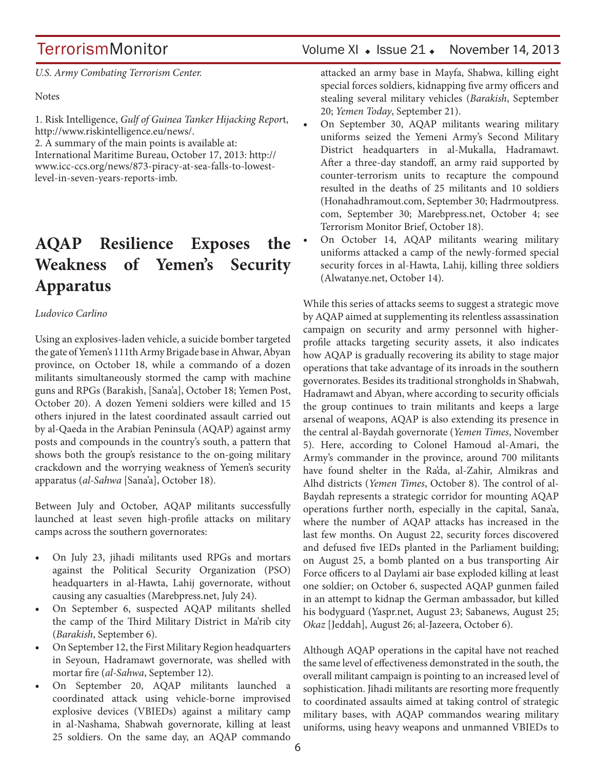*U.S. Army Combating Terrorism Center.*

Notes

1. Risk Intelligence, *Gulf of Guinea Tanker Hijacking Report*, http://www.riskintelligence.eu/news/.
2. A summary of the main points is available at: International Maritime Bureau, October 17, 2013: http://www.icc-ccs.org/news/873-piracy-at-sea-falls-to-lowest-level-in-seven-years-reports-imb.

# AQAP Resilience Exposes the Weakness of Yemen's Security Apparatus

*Ludovico Carlino*

Using an explosives-laden vehicle, a suicide bomber targeted the gate of Yemen's 111th Army Brigade base in Ahwar, Abyan province, on October 18, while a commando of a dozen militants simultaneously stormed the camp with machine guns and RPGs (Barakish, [Sana'a], October 18; Yemen Post, October 20). A dozen Yemeni soldiers were killed and 15 others injured in the latest coordinated assault carried out by al-Qaeda in the Arabian Peninsula (AQAP) against army posts and compounds in the country's south, a pattern that shows both the group's resistance to the on-going military crackdown and the worrying weakness of Yemen's security apparatus (*al-Sahwa* [Sana'a], October 18).

Between July and October, AQAP militants successfully launched at least seven high-profile attacks on military camps across the southern governorates:

- On July 23, jihadi militants used RPGs and mortars against the Political Security Organization (PSO) headquarters in al-Hawta, Lahij governorate, without causing any casualties (Marebpress.net, July 24).
- On September 6, suspected AQAP militants shelled the camp of the Third Military District in Ma'rib city (*Barakish*, September 6).
- On September 12, the First Military Region headquarters in Seyoun, Hadramawt governorate, was shelled with mortar fire (*al-Sahwa*, September 12).
- On September 20, AQAP militants launched a coordinated attack using vehicle-borne improvised explosive devices (VBIEDs) against a military camp in al-Nashama, Shabwah governorate, killing at least 25 soldiers. On the same day, an AQAP commando attacked an army base in Mayfa, Shabwa, killing eight special forces soldiers, kidnapping five army officers and stealing several military vehicles (*Barakish*, September 20; *Yemen Today*, September 21).
- On September 30, AQAP militants wearing military uniforms seized the Yemeni Army's Second Military District headquarters in al-Mukalla, Hadramawt. After a three-day standoff, an army raid supported by counter-terrorism units to recapture the compound resulted in the deaths of 25 militants and 10 soldiers (Honahadhramout.com, September 30; Hadrmoutpress.com, September 30; Marebpress.net, October 4; see Terrorism Monitor Brief, October 18).
- On October 14, AQAP militants wearing military uniforms attacked a camp of the newly-formed special security forces in al-Hawta, Lahij, killing three soldiers (Alwatanye.net, October 14).

While this series of attacks seems to suggest a strategic move by AQAP aimed at supplementing its relentless assassination campaign on security and army personnel with higher-profile attacks targeting security assets, it also indicates how AQAP is gradually recovering its ability to stage major operations that take advantage of its inroads in the southern governorates. Besides its traditional strongholds in Shabwah, Hadramawt and Abyan, where according to security officials the group continues to train militants and keeps a large arsenal of weapons, AQAP is also extending its presence in the central al-Baydah governorate (*Yemen Times*, November 5). Here, according to Colonel Hamoud al-Amari, the Army's commander in the province, around 700 militants have found shelter in the Ra'da, al-Zahir, Almikras and Alhd districts (*Yemen Times*, October 8). The control of al-Baydah represents a strategic corridor for mounting AQAP operations further north, especially in the capital, Sana'a, where the number of AQAP attacks has increased in the last few months. On August 22, security forces discovered and defused five IEDs planted in the Parliament building; on August 25, a bomb planted on a bus transporting Air Force officers to al Daylami air base exploded killing at least one soldier; on October 6, suspected AQAP gunmen failed in an attempt to kidnap the German ambassador, but killed his bodyguard (Yaspr.net, August 23; Sabanews, August 25; *Okaz* [Jeddah], August 26; al-Jazeera, October 6).

Although AQAP operations in the capital have not reached the same level of effectiveness demonstrated in the south, the overall militant campaign is pointing to an increased level of sophistication. Jihadi militants are resorting more frequently to coordinated assaults aimed at taking control of strategic military bases, with AQAP commandos wearing military uniforms, using heavy weapons and unmanned VBIEDs to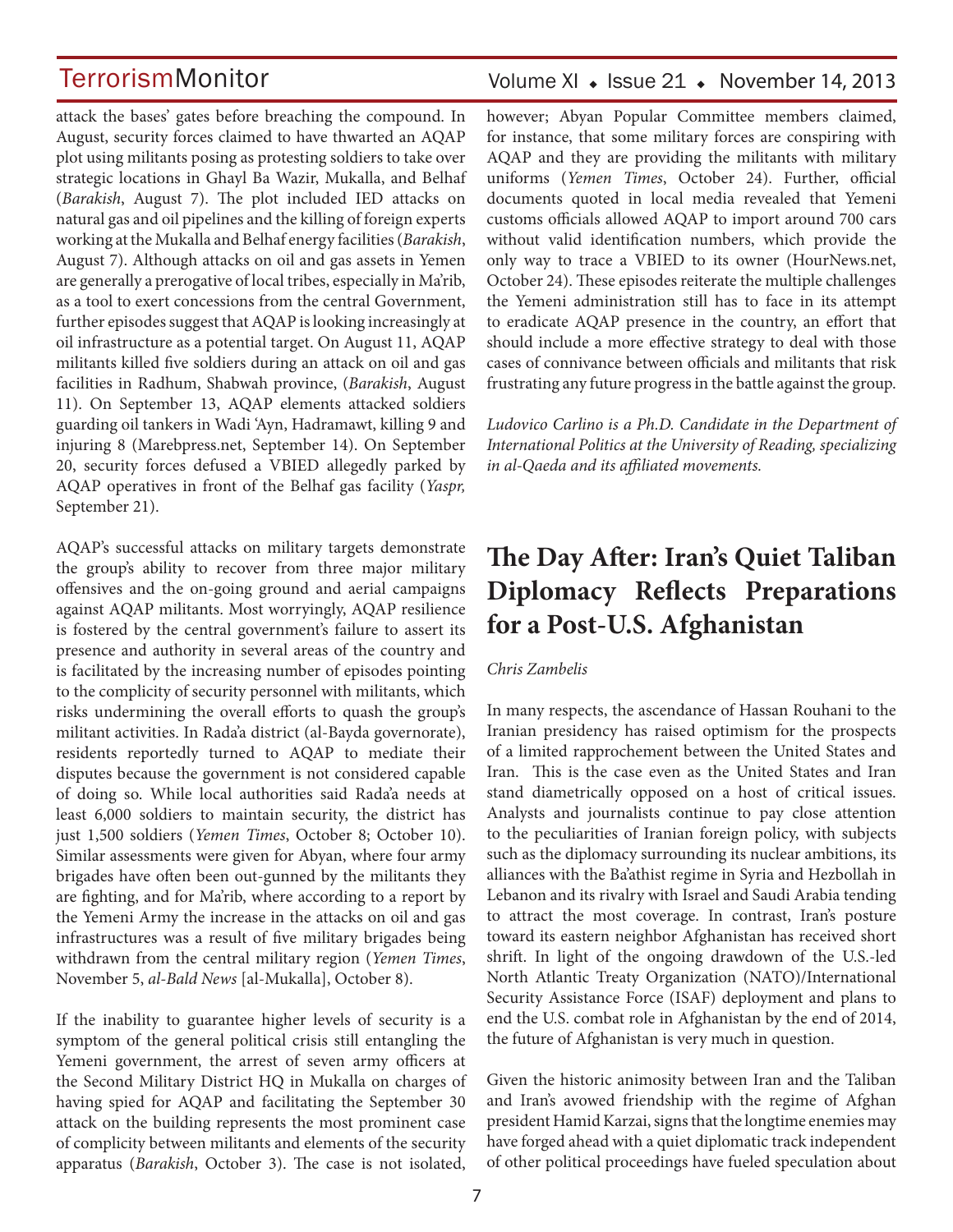attack the bases' gates before breaching the compound. In August, security forces claimed to have thwarted an AQAP plot using militants posing as protesting soldiers to take over strategic locations in Ghayl Ba Wazir, Mukalla, and Belhaf (*Barakish*, August 7). The plot included IED attacks on natural gas and oil pipelines and the killing of foreign experts working at the Mukalla and Belhaf energy facilities (*Barakish*, August 7). Although attacks on oil and gas assets in Yemen are generally a prerogative of local tribes, especially in Ma'rib, as a tool to exert concessions from the central Government, further episodes suggest that AQAP is looking increasingly at oil infrastructure as a potential target. On August 11, AQAP militants killed five soldiers during an attack on oil and gas facilities in Radhum, Shabwah province, (*Barakish*, August 11). On September 13, AQAP elements attacked soldiers guarding oil tankers in Wadi 'Ayn, Hadramawt, killing 9 and injuring 8 (Marebpress.net, September 14). On September 20, security forces defused a VBIED allegedly parked by AQAP operatives in front of the Belhaf gas facility (*Yaspr,* September 21).

AQAP's successful attacks on military targets demonstrate the group's ability to recover from three major military offensives and the on-going ground and aerial campaigns against AQAP militants. Most worryingly, AQAP resilience is fostered by the central government's failure to assert its presence and authority in several areas of the country and is facilitated by the increasing number of episodes pointing to the complicity of security personnel with militants, which risks undermining the overall efforts to quash the group's militant activities. In Rada'a district (al-Bayda governorate), residents reportedly turned to AQAP to mediate their disputes because the government is not considered capable of doing so. While local authorities said Rada'a needs at least 6,000 soldiers to maintain security, the district has just 1,500 soldiers (*Yemen Times*, October 8; October 10). Similar assessments were given for Abyan, where four army brigades have often been out-gunned by the militants they are fighting, and for Ma'rib, where according to a report by the Yemeni Army the increase in the attacks on oil and gas infrastructures was a result of five military brigades being withdrawn from the central military region (*Yemen Times*, November 5, *al-Bald News* [al-Mukalla], October 8).

If the inability to guarantee higher levels of security is a symptom of the general political crisis still entangling the Yemeni government, the arrest of seven army officers at the Second Military District HQ in Mukalla on charges of having spied for AQAP and facilitating the September 30 attack on the building represents the most prominent case of complicity between militants and elements of the security apparatus (*Barakish*, October 3). The case is not isolated, however; Abyan Popular Committee members claimed, for instance, that some military forces are conspiring with AQAP and they are providing the militants with military uniforms (*Yemen Times*, October 24). Further, official documents quoted in local media revealed that Yemeni customs officials allowed AQAP to import around 700 cars without valid identification numbers, which provide the only way to trace a VBIED to its owner (HourNews.net, October 24). These episodes reiterate the multiple challenges the Yemeni administration still has to face in its attempt to eradicate AQAP presence in the country, an effort that should include a more effective strategy to deal with those cases of connivance between officials and militants that risk frustrating any future progress in the battle against the group.

*Ludovico Carlino is a Ph.D. Candidate in the Department of International Politics at the University of Reading, specializing in al-Qaeda and its affiliated movements.*

# The Day After: Iran's Quiet Taliban Diplomacy Reflects Preparations for a Post-U.S. Afghanistan

*Chris Zambelis*

In many respects, the ascendance of Hassan Rouhani to the Iranian presidency has raised optimism for the prospects of a limited rapprochement between the United States and Iran. This is the case even as the United States and Iran stand diametrically opposed on a host of critical issues. Analysts and journalists continue to pay close attention to the peculiarities of Iranian foreign policy, with subjects such as the diplomacy surrounding its nuclear ambitions, its alliances with the Ba'athist regime in Syria and Hezbollah in Lebanon and its rivalry with Israel and Saudi Arabia tending to attract the most coverage. In contrast, Iran's posture toward its eastern neighbor Afghanistan has received short shrift. In light of the ongoing drawdown of the U.S.-led North Atlantic Treaty Organization (NATO)/International Security Assistance Force (ISAF) deployment and plans to end the U.S. combat role in Afghanistan by the end of 2014, the future of Afghanistan is very much in question.

Given the historic animosity between Iran and the Taliban and Iran's avowed friendship with the regime of Afghan president Hamid Karzai, signs that the longtime enemies may have forged ahead with a quiet diplomatic track independent of other political proceedings have fueled speculation about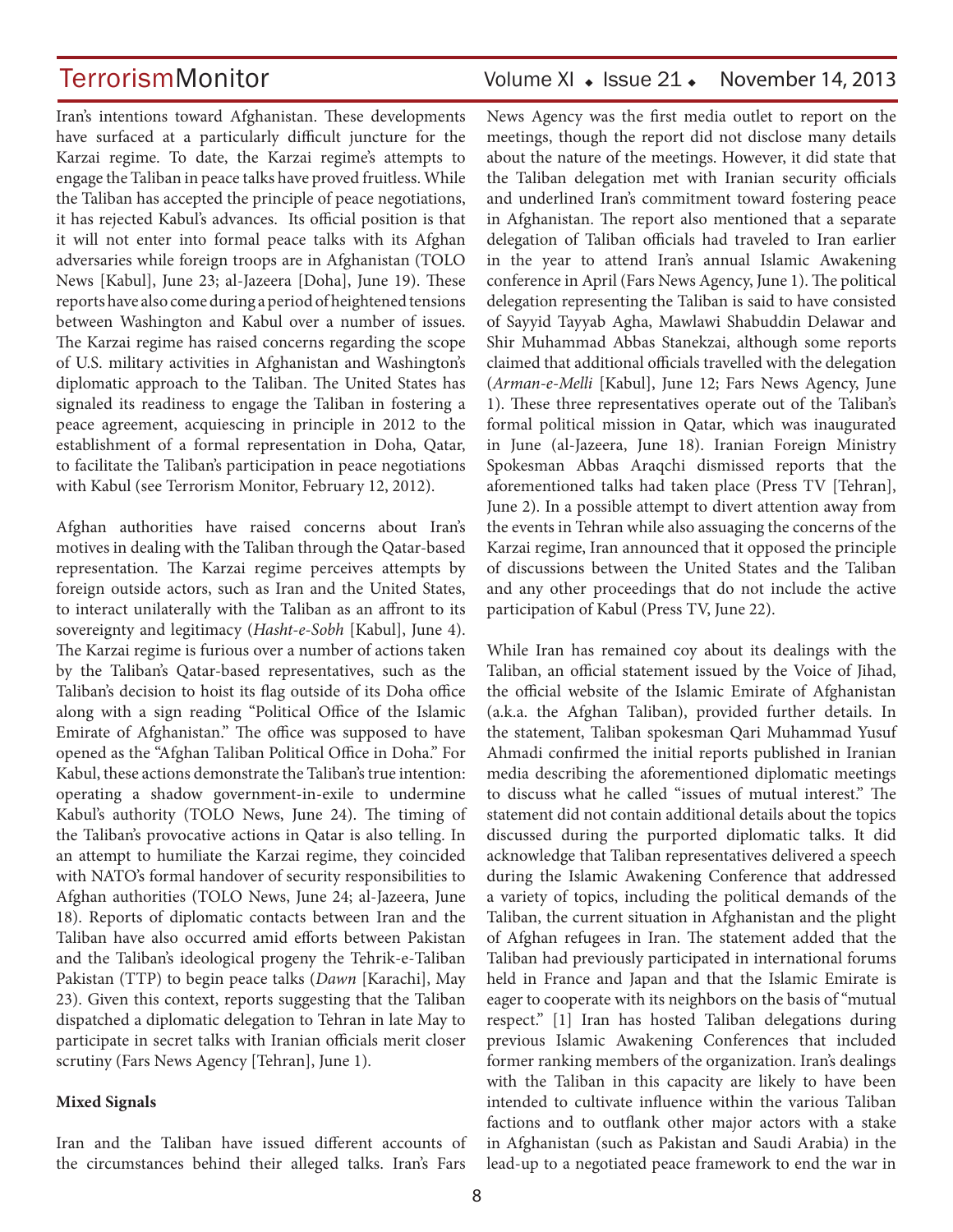Iran's intentions toward Afghanistan. These developments have surfaced at a particularly difficult juncture for the Karzai regime. To date, the Karzai regime's attempts to engage the Taliban in peace talks have proved fruitless. While the Taliban has accepted the principle of peace negotiations, it has rejected Kabul's advances. Its official position is that it will not enter into formal peace talks with its Afghan adversaries while foreign troops are in Afghanistan (TOLO News [Kabul], June 23; al-Jazeera [Doha], June 19). These reports have also come during a period of heightened tensions between Washington and Kabul over a number of issues. The Karzai regime has raised concerns regarding the scope of U.S. military activities in Afghanistan and Washington's diplomatic approach to the Taliban. The United States has signaled its readiness to engage the Taliban in fostering a peace agreement, acquiescing in principle in 2012 to the establishment of a formal representation in Doha, Qatar, to facilitate the Taliban's participation in peace negotiations with Kabul (see Terrorism Monitor, February 12, 2012).

Afghan authorities have raised concerns about Iran's motives in dealing with the Taliban through the Qatar-based representation. The Karzai regime perceives attempts by foreign outside actors, such as Iran and the United States, to interact unilaterally with the Taliban as an affront to its sovereignty and legitimacy (*Hasht-e-Sobh* [Kabul], June 4). The Karzai regime is furious over a number of actions taken by the Taliban's Qatar-based representatives, such as the Taliban's decision to hoist its flag outside of its Doha office along with a sign reading "Political Office of the Islamic Emirate of Afghanistan." The office was supposed to have opened as the "Afghan Taliban Political Office in Doha." For Kabul, these actions demonstrate the Taliban's true intention: operating a shadow government-in-exile to undermine Kabul's authority (TOLO News, June 24). The timing of the Taliban's provocative actions in Qatar is also telling. In an attempt to humiliate the Karzai regime, they coincided with NATO's formal handover of security responsibilities to Afghan authorities (TOLO News, June 24; al-Jazeera, June 18). Reports of diplomatic contacts between Iran and the Taliban have also occurred amid efforts between Pakistan and the Taliban's ideological progeny the Tehrik-e-Taliban Pakistan (TTP) to begin peace talks (*Dawn* [Karachi], May 23). Given this context, reports suggesting that the Taliban dispatched a diplomatic delegation to Tehran in late May to participate in secret talks with Iranian officials merit closer scrutiny (Fars News Agency [Tehran], June 1).

**Mixed Signals**

Iran and the Taliban have issued different accounts of the circumstances behind their alleged talks. Iran's Fars News Agency was the first media outlet to report on the meetings, though the report did not disclose many details about the nature of the meetings. However, it did state that the Taliban delegation met with Iranian security officials and underlined Iran's commitment toward fostering peace in Afghanistan. The report also mentioned that a separate delegation of Taliban officials had traveled to Iran earlier in the year to attend Iran's annual Islamic Awakening conference in April (Fars News Agency, June 1). The political delegation representing the Taliban is said to have consisted of Sayyid Tayyab Agha, Mawlawi Shabuddin Delawar and Shir Muhammad Abbas Stanekzai, although some reports claimed that additional officials travelled with the delegation (*Arman-e-Melli* [Kabul], June 12; Fars News Agency, June 1). These three representatives operate out of the Taliban's formal political mission in Qatar, which was inaugurated in June (al-Jazeera, June 18). Iranian Foreign Ministry Spokesman Abbas Araqchi dismissed reports that the aforementioned talks had taken place (Press TV [Tehran], June 2). In a possible attempt to divert attention away from the events in Tehran while also assuaging the concerns of the Karzai regime, Iran announced that it opposed the principle of discussions between the United States and the Taliban and any other proceedings that do not include the active participation of Kabul (Press TV, June 22).

While Iran has remained coy about its dealings with the Taliban, an official statement issued by the Voice of Jihad, the official website of the Islamic Emirate of Afghanistan (a.k.a. the Afghan Taliban), provided further details. In the statement, Taliban spokesman Qari Muhammad Yusuf Ahmadi confirmed the initial reports published in Iranian media describing the aforementioned diplomatic meetings to discuss what he called "issues of mutual interest." The statement did not contain additional details about the topics discussed during the purported diplomatic talks. It did acknowledge that Taliban representatives delivered a speech during the Islamic Awakening Conference that addressed a variety of topics, including the political demands of the Taliban, the current situation in Afghanistan and the plight of Afghan refugees in Iran. The statement added that the Taliban had previously participated in international forums held in France and Japan and that the Islamic Emirate is eager to cooperate with its neighbors on the basis of "mutual respect." [1] Iran has hosted Taliban delegations during previous Islamic Awakening Conferences that included former ranking members of the organization. Iran's dealings with the Taliban in this capacity are likely to have been intended to cultivate influence within the various Taliban factions and to outflank other major actors with a stake in Afghanistan (such as Pakistan and Saudi Arabia) in the lead-up to a negotiated peace framework to end the war in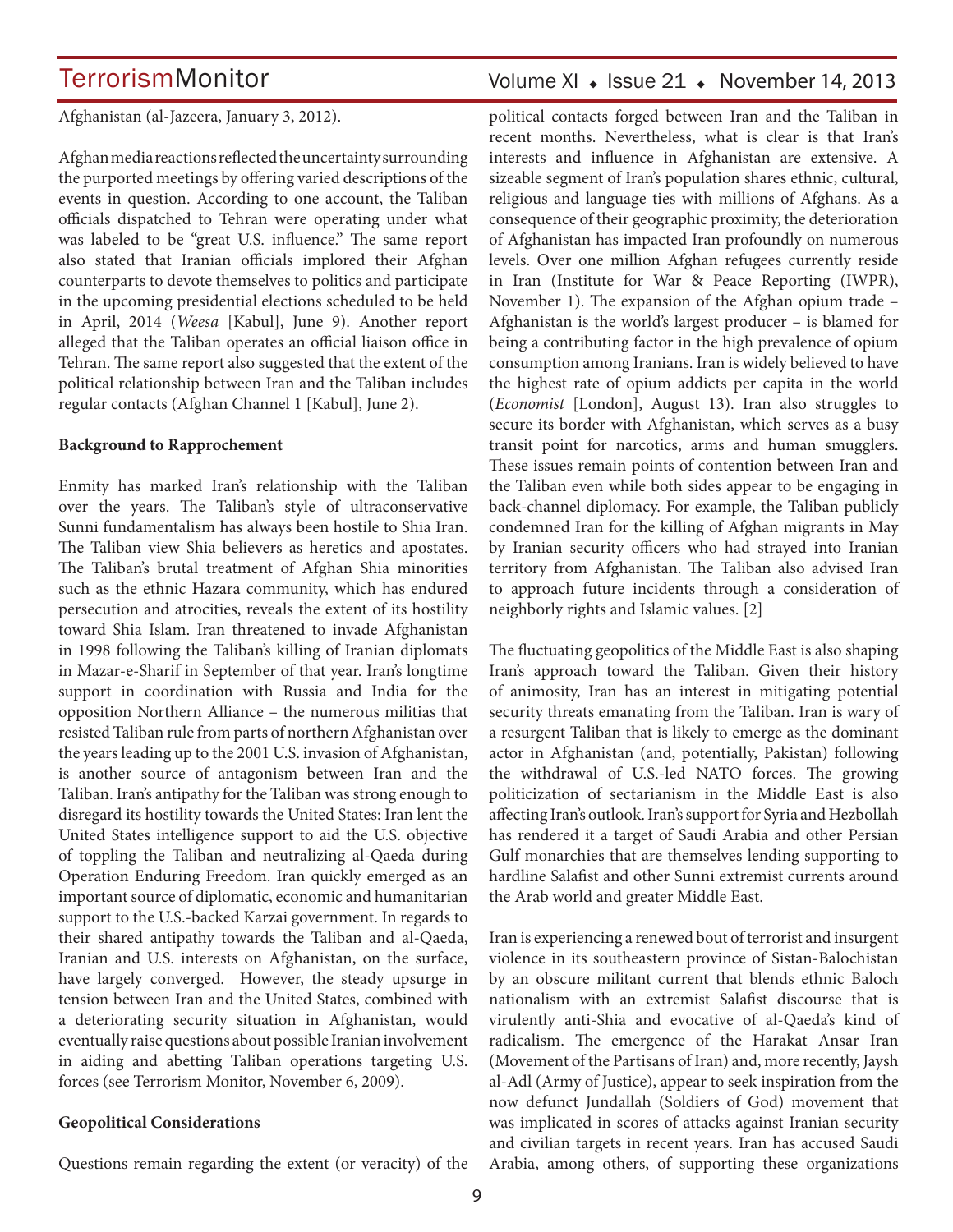Afghanistan (al-Jazeera, January 3, 2012).

Afghan media reactions reflected the uncertainty surrounding the purported meetings by offering varied descriptions of the events in question. According to one account, the Taliban officials dispatched to Tehran were operating under what was labeled to be "great U.S. influence." The same report also stated that Iranian officials implored their Afghan counterparts to devote themselves to politics and participate in the upcoming presidential elections scheduled to be held in April, 2014 (*Weesa* [Kabul], June 9). Another report alleged that the Taliban operates an official liaison office in Tehran. The same report also suggested that the extent of the political relationship between Iran and the Taliban includes regular contacts (Afghan Channel 1 [Kabul], June 2).

**Background to Rapprochement**

Enmity has marked Iran's relationship with the Taliban over the years. The Taliban's style of ultraconservative Sunni fundamentalism has always been hostile to Shia Iran. The Taliban view Shia believers as heretics and apostates. The Taliban's brutal treatment of Afghan Shia minorities such as the ethnic Hazara community, which has endured persecution and atrocities, reveals the extent of its hostility toward Shia Islam. Iran threatened to invade Afghanistan in 1998 following the Taliban's killing of Iranian diplomats in Mazar-e-Sharif in September of that year. Iran's longtime support in coordination with Russia and India for the opposition Northern Alliance – the numerous militias that resisted Taliban rule from parts of northern Afghanistan over the years leading up to the 2001 U.S. invasion of Afghanistan, is another source of antagonism between Iran and the Taliban. Iran's antipathy for the Taliban was strong enough to disregard its hostility towards the United States: Iran lent the United States intelligence support to aid the U.S. objective of toppling the Taliban and neutralizing al-Qaeda during Operation Enduring Freedom. Iran quickly emerged as an important source of diplomatic, economic and humanitarian support to the U.S.-backed Karzai government. In regards to their shared antipathy towards the Taliban and al-Qaeda, Iranian and U.S. interests on Afghanistan, on the surface, have largely converged. However, the steady upsurge in tension between Iran and the United States, combined with a deteriorating security situation in Afghanistan, would eventually raise questions about possible Iranian involvement in aiding and abetting Taliban operations targeting U.S. forces (see Terrorism Monitor, November 6, 2009).

**Geopolitical Considerations**

Questions remain regarding the extent (or veracity) of the political contacts forged between Iran and the Taliban in recent months. Nevertheless, what is clear is that Iran's interests and influence in Afghanistan are extensive. A sizeable segment of Iran's population shares ethnic, cultural, religious and language ties with millions of Afghans. As a consequence of their geographic proximity, the deterioration of Afghanistan has impacted Iran profoundly on numerous levels. Over one million Afghan refugees currently reside in Iran (Institute for War & Peace Reporting (IWPR), November 1). The expansion of the Afghan opium trade – Afghanistan is the world's largest producer – is blamed for being a contributing factor in the high prevalence of opium consumption among Iranians. Iran is widely believed to have the highest rate of opium addicts per capita in the world (*Economist* [London], August 13). Iran also struggles to secure its border with Afghanistan, which serves as a busy transit point for narcotics, arms and human smugglers. These issues remain points of contention between Iran and the Taliban even while both sides appear to be engaging in back-channel diplomacy. For example, the Taliban publicly condemned Iran for the killing of Afghan migrants in May by Iranian security officers who had strayed into Iranian territory from Afghanistan. The Taliban also advised Iran to approach future incidents through a consideration of neighborly rights and Islamic values. [2]

The fluctuating geopolitics of the Middle East is also shaping Iran's approach toward the Taliban. Given their history of animosity, Iran has an interest in mitigating potential security threats emanating from the Taliban. Iran is wary of a resurgent Taliban that is likely to emerge as the dominant actor in Afghanistan (and, potentially, Pakistan) following the withdrawal of U.S.-led NATO forces. The growing politicization of sectarianism in the Middle East is also affecting Iran's outlook. Iran's support for Syria and Hezbollah has rendered it a target of Saudi Arabia and other Persian Gulf monarchies that are themselves lending supporting to hardline Salafist and other Sunni extremist currents around the Arab world and greater Middle East.

Iran is experiencing a renewed bout of terrorist and insurgent violence in its southeastern province of Sistan-Balochistan by an obscure militant current that blends ethnic Baloch nationalism with an extremist Salafist discourse that is virulently anti-Shia and evocative of al-Qaeda's kind of radicalism. The emergence of the Harakat Ansar Iran (Movement of the Partisans of Iran) and, more recently, Jaysh al-Adl (Army of Justice), appear to seek inspiration from the now defunct Jundallah (Soldiers of God) movement that was implicated in scores of attacks against Iranian security and civilian targets in recent years. Iran has accused Saudi Arabia, among others, of supporting these organizations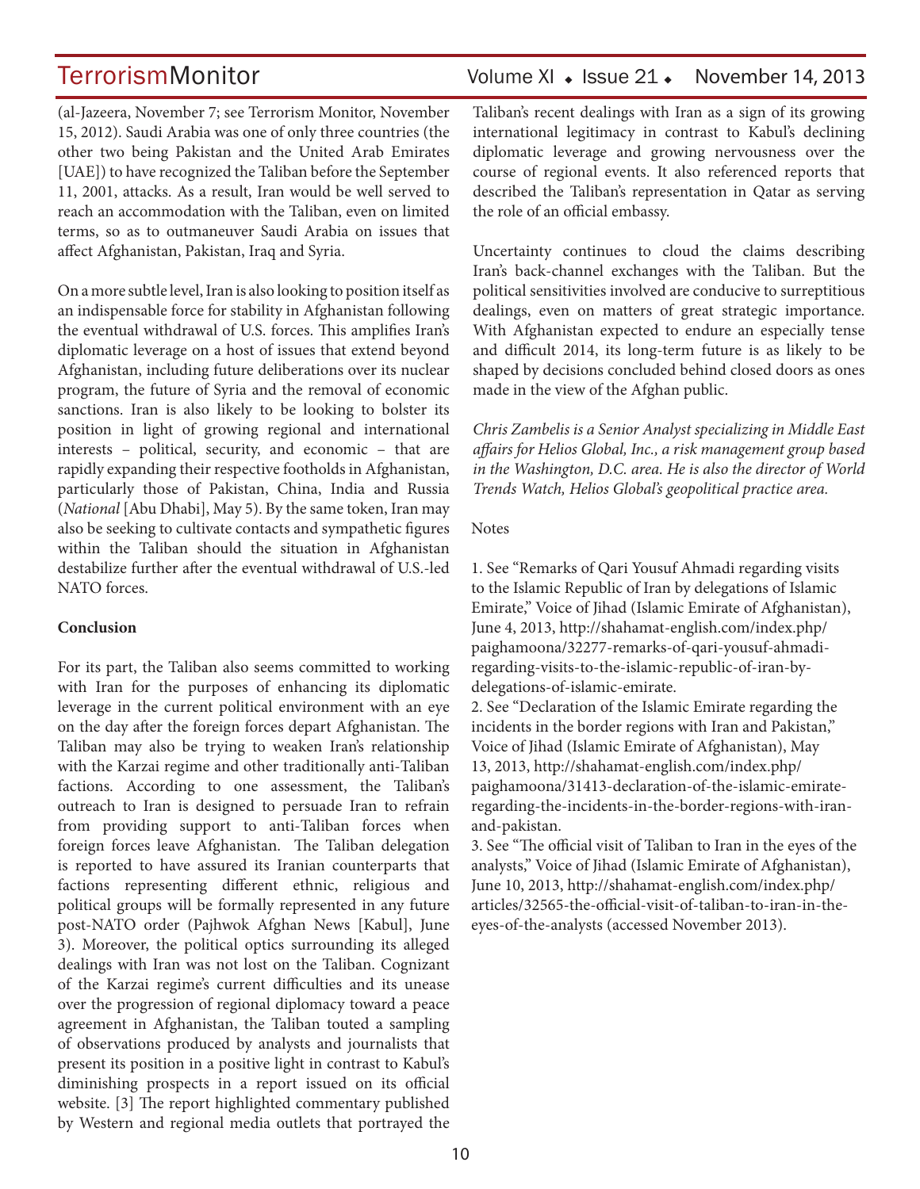(al-Jazeera, November 7; see Terrorism Monitor, November 15, 2012). Saudi Arabia was one of only three countries (the other two being Pakistan and the United Arab Emirates [UAE]) to have recognized the Taliban before the September 11, 2001, attacks. As a result, Iran would be well served to reach an accommodation with the Taliban, even on limited terms, so as to outmaneuver Saudi Arabia on issues that affect Afghanistan, Pakistan, Iraq and Syria.

On a more subtle level, Iran is also looking to position itself as an indispensable force for stability in Afghanistan following the eventual withdrawal of U.S. forces. This amplifies Iran's diplomatic leverage on a host of issues that extend beyond Afghanistan, including future deliberations over its nuclear program, the future of Syria and the removal of economic sanctions. Iran is also likely to be looking to bolster its position in light of growing regional and international interests – political, security, and economic – that are rapidly expanding their respective footholds in Afghanistan, particularly those of Pakistan, China, India and Russia (*National* [Abu Dhabi], May 5). By the same token, Iran may also be seeking to cultivate contacts and sympathetic figures within the Taliban should the situation in Afghanistan destabilize further after the eventual withdrawal of U.S.-led NATO forces.

**Conclusion**

For its part, the Taliban also seems committed to working with Iran for the purposes of enhancing its diplomatic leverage in the current political environment with an eye on the day after the foreign forces depart Afghanistan. The Taliban may also be trying to weaken Iran's relationship with the Karzai regime and other traditionally anti-Taliban factions. According to one assessment, the Taliban's outreach to Iran is designed to persuade Iran to refrain from providing support to anti-Taliban forces when foreign forces leave Afghanistan. The Taliban delegation is reported to have assured its Iranian counterparts that factions representing different ethnic, religious and political groups will be formally represented in any future post-NATO order (Pajhwok Afghan News [Kabul], June 3). Moreover, the political optics surrounding its alleged dealings with Iran was not lost on the Taliban. Cognizant of the Karzai regime's current difficulties and its unease over the progression of regional diplomacy toward a peace agreement in Afghanistan, the Taliban touted a sampling of observations produced by analysts and journalists that present its position in a positive light in contrast to Kabul's diminishing prospects in a report issued on its official website. [3] The report highlighted commentary published by Western and regional media outlets that portrayed the Taliban's recent dealings with Iran as a sign of its growing international legitimacy in contrast to Kabul's declining diplomatic leverage and growing nervousness over the course of regional events. It also referenced reports that described the Taliban's representation in Qatar as serving the role of an official embassy.

Uncertainty continues to cloud the claims describing Iran's back-channel exchanges with the Taliban. But the political sensitivities involved are conducive to surreptitious dealings, even on matters of great strategic importance. With Afghanistan expected to endure an especially tense and difficult 2014, its long-term future is as likely to be shaped by decisions concluded behind closed doors as ones made in the view of the Afghan public.

*Chris Zambelis is a Senior Analyst specializing in Middle East affairs for Helios Global, Inc., a risk management group based in the Washington, D.C. area. He is also the director of World Trends Watch, Helios Global's geopolitical practice area.*

Notes

1. See "Remarks of Qari Yousuf Ahmadi regarding visits to the Islamic Republic of Iran by delegations of Islamic Emirate," Voice of Jihad (Islamic Emirate of Afghanistan), June 4, 2013, http://shahamat-english.com/index.php/paighamoona/32277-remarks-of-qari-yousuf-ahmadi-regarding-visits-to-the-islamic-republic-of-iran-by-delegations-of-islamic-emirate.
2. See "Declaration of the Islamic Emirate regarding the incidents in the border regions with Iran and Pakistan," Voice of Jihad (Islamic Emirate of Afghanistan), May 13, 2013, http://shahamat-english.com/index.php/paighamoona/31413-declaration-of-the-islamic-emirate-regarding-the-incidents-in-the-border-regions-with-iran-and-pakistan.
3. See "The official visit of Taliban to Iran in the eyes of the analysts," Voice of Jihad (Islamic Emirate of Afghanistan), June 10, 2013, http://shahamat-english.com/index.php/articles/32565-the-official-visit-of-taliban-to-iran-in-the-eyes-of-the-analysts (accessed November 2013).